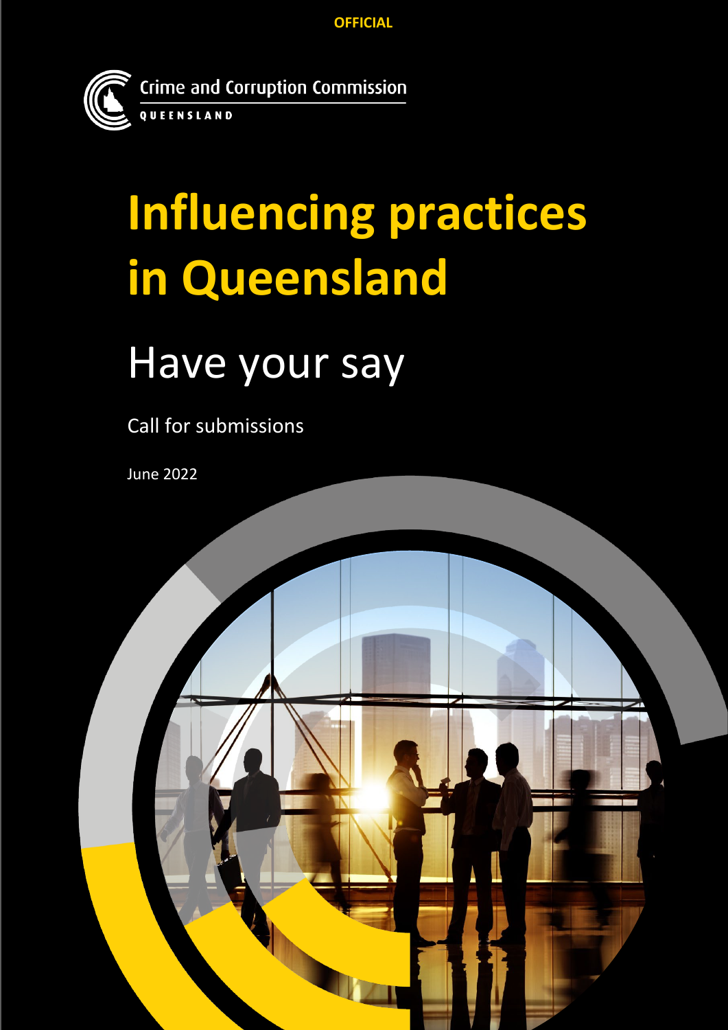OFFICIAL

Crime and Corruption Commission

QUEENSLAND

# Influencing practices in Queensland

## Have your say

Call for submissions

June 2022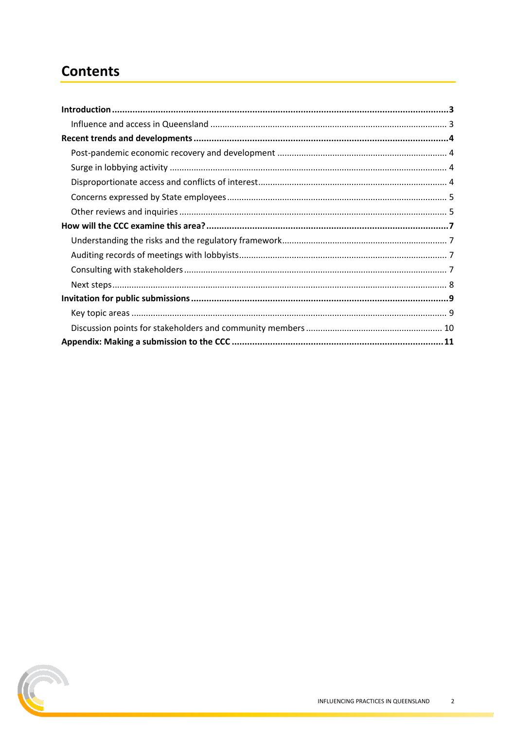# Contents

**Introduction** ... **3**
- Influence and access in Queensland ... 3

**Recent trends and developments** ... **4**
- Post-pandemic economic recovery and development ... 4
- Surge in lobbying activity ... 4
- Disproportionate access and conflicts of interest ... 4
- Concerns expressed by State employees ... 5
- Other reviews and inquiries ... 5

**How will the CCC examine this area?** ... **7**
- Understanding the risks and the regulatory framework ... 7
- Auditing records of meetings with lobbyists ... 7
- Consulting with stakeholders ... 7
- Next steps ... 8

**Invitation for public submissions** ... **9**
- Key topic areas ... 9
- Discussion points for stakeholders and community members ... 10

**Appendix: Making a submission to the CCC** ... **11**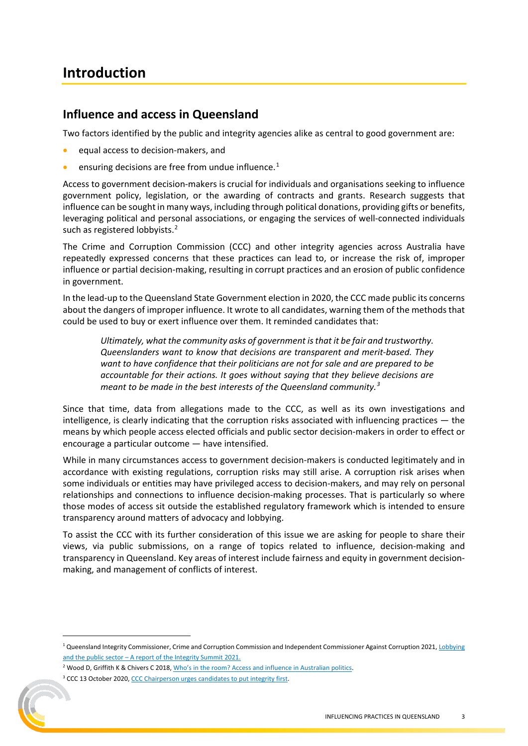# Introduction

## Influence and access in Queensland

Two factors identified by the public and integrity agencies alike as central to good government are:

- equal access to decision-makers, and
- ensuring decisions are free from undue influence.[1]

Access to government decision-makers is crucial for individuals and organisations seeking to influence government policy, legislation, or the awarding of contracts and grants. Research suggests that influence can be sought in many ways, including through political donations, providing gifts or benefits, leveraging political and personal associations, or engaging the services of well-connected individuals such as registered lobbyists.[2]

The Crime and Corruption Commission (CCC) and other integrity agencies across Australia have repeatedly expressed concerns that these practices can lead to, or increase the risk of, improper influence or partial decision-making, resulting in corrupt practices and an erosion of public confidence in government.

In the lead-up to the Queensland State Government election in 2020, the CCC made public its concerns about the dangers of improper influence. It wrote to all candidates, warning them of the methods that could be used to buy or exert influence over them. It reminded candidates that:

> *Ultimately, what the community asks of government is that it be fair and trustworthy. Queenslanders want to know that decisions are transparent and merit-based. They want to have confidence that their politicians are not for sale and are prepared to be accountable for their actions. It goes without saying that they believe decisions are meant to be made in the best interests of the Queensland community.*[3]

Since that time, data from allegations made to the CCC, as well as its own investigations and intelligence, is clearly indicating that the corruption risks associated with influencing practices — the means by which people access elected officials and public sector decision-makers in order to effect or encourage a particular outcome — have intensified.

While in many circumstances access to government decision-makers is conducted legitimately and in accordance with existing regulations, corruption risks may still arise. A corruption risk arises when some individuals or entities may have privileged access to decision-makers, and may rely on personal relationships and connections to influence decision-making processes. That is particularly so where those modes of access sit outside the established regulatory framework which is intended to ensure transparency around matters of advocacy and lobbying.

To assist the CCC with its further consideration of this issue we are asking for people to share their views, via public submissions, on a range of topics related to influence, decision-making and transparency in Queensland. Key areas of interest include fairness and equity in government decision-making, and management of conflicts of interest.

---

[1] Queensland Integrity Commissioner, Crime and Corruption Commission and Independent Commissioner Against Corruption 2021, Lobbying and the public sector – A report of the Integrity Summit 2021.

[2] Wood D, Griffith K & Chivers C 2018, Who's in the room? Access and influence in Australian politics.

[3] CCC 13 October 2020, CCC Chairperson urges candidates to put integrity first.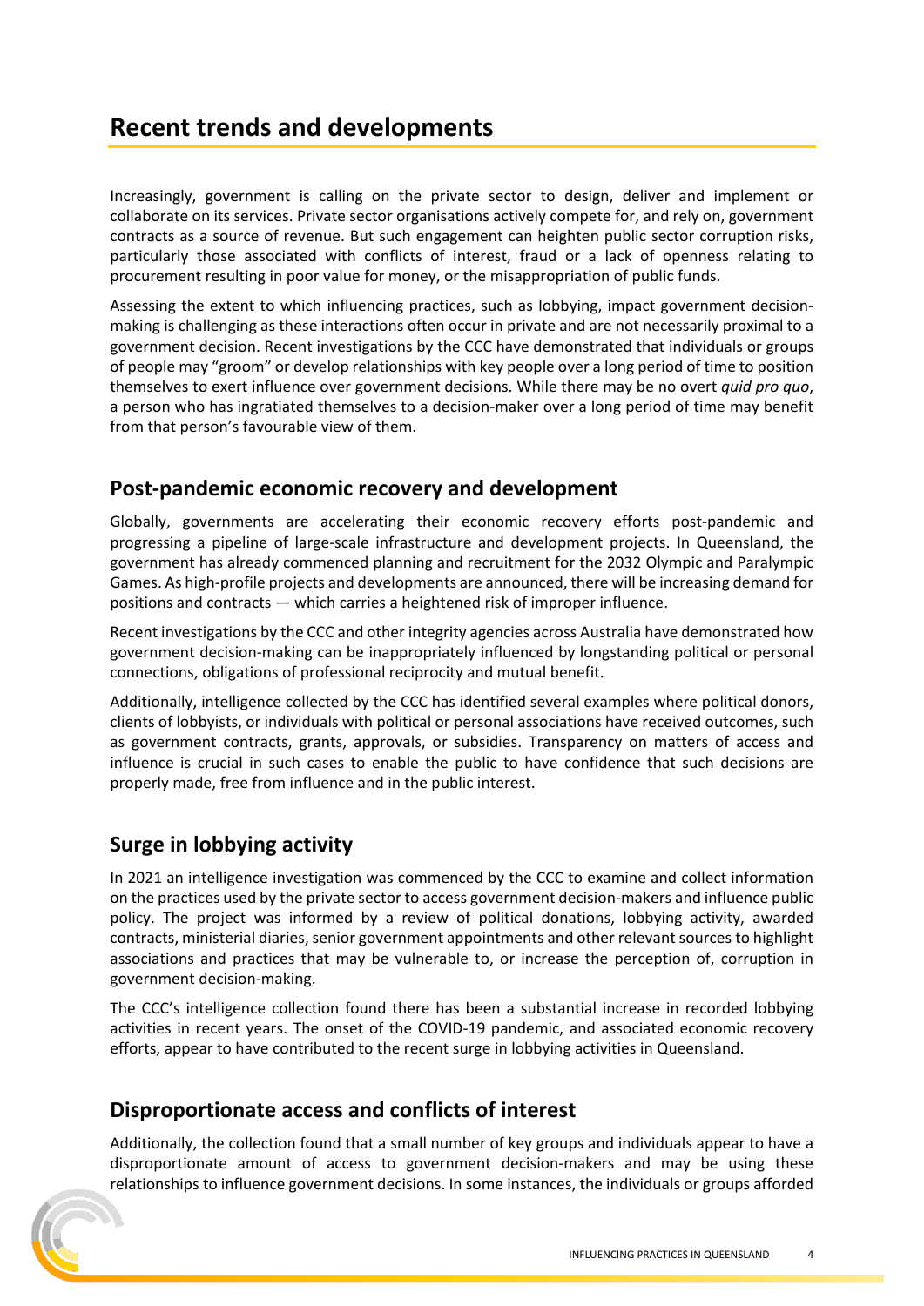# Recent trends and developments

Increasingly, government is calling on the private sector to design, deliver and implement or collaborate on its services. Private sector organisations actively compete for, and rely on, government contracts as a source of revenue. But such engagement can heighten public sector corruption risks, particularly those associated with conflicts of interest, fraud or a lack of openness relating to procurement resulting in poor value for money, or the misappropriation of public funds.

Assessing the extent to which influencing practices, such as lobbying, impact government decision-making is challenging as these interactions often occur in private and are not necessarily proximal to a government decision. Recent investigations by the CCC have demonstrated that individuals or groups of people may "groom" or develop relationships with key people over a long period of time to position themselves to exert influence over government decisions. While there may be no overt *quid pro quo*, a person who has ingratiated themselves to a decision-maker over a long period of time may benefit from that person's favourable view of them.

## Post-pandemic economic recovery and development

Globally, governments are accelerating their economic recovery efforts post-pandemic and progressing a pipeline of large-scale infrastructure and development projects. In Queensland, the government has already commenced planning and recruitment for the 2032 Olympic and Paralympic Games. As high-profile projects and developments are announced, there will be increasing demand for positions and contracts — which carries a heightened risk of improper influence.

Recent investigations by the CCC and other integrity agencies across Australia have demonstrated how government decision-making can be inappropriately influenced by longstanding political or personal connections, obligations of professional reciprocity and mutual benefit.

Additionally, intelligence collected by the CCC has identified several examples where political donors, clients of lobbyists, or individuals with political or personal associations have received outcomes, such as government contracts, grants, approvals, or subsidies. Transparency on matters of access and influence is crucial in such cases to enable the public to have confidence that such decisions are properly made, free from influence and in the public interest.

## Surge in lobbying activity

In 2021 an intelligence investigation was commenced by the CCC to examine and collect information on the practices used by the private sector to access government decision-makers and influence public policy. The project was informed by a review of political donations, lobbying activity, awarded contracts, ministerial diaries, senior government appointments and other relevant sources to highlight associations and practices that may be vulnerable to, or increase the perception of, corruption in government decision-making.

The CCC's intelligence collection found there has been a substantial increase in recorded lobbying activities in recent years. The onset of the COVID-19 pandemic, and associated economic recovery efforts, appear to have contributed to the recent surge in lobbying activities in Queensland.

## Disproportionate access and conflicts of interest

Additionally, the collection found that a small number of key groups and individuals appear to have a disproportionate amount of access to government decision-makers and may be using these relationships to influence government decisions. In some instances, the individuals or groups afforded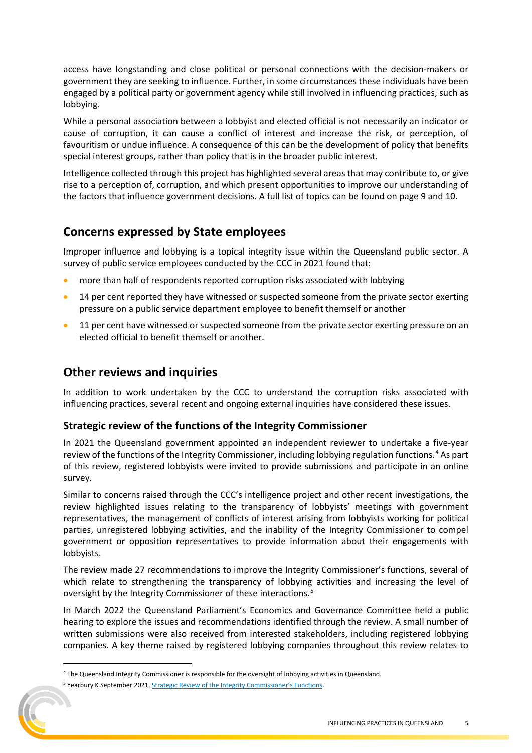access have longstanding and close political or personal connections with the decision-makers or government they are seeking to influence. Further, in some circumstances these individuals have been engaged by a political party or government agency while still involved in influencing practices, such as lobbying.

While a personal association between a lobbyist and elected official is not necessarily an indicator or cause of corruption, it can cause a conflict of interest and increase the risk, or perception, of favouritism or undue influence. A consequence of this can be the development of policy that benefits special interest groups, rather than policy that is in the broader public interest.

Intelligence collected through this project has highlighted several areas that may contribute to, or give rise to a perception of, corruption, and which present opportunities to improve our understanding of the factors that influence government decisions. A full list of topics can be found on page 9 and 10.

## Concerns expressed by State employees

Improper influence and lobbying is a topical integrity issue within the Queensland public sector. A survey of public service employees conducted by the CCC in 2021 found that:

- more than half of respondents reported corruption risks associated with lobbying
- 14 per cent reported they have witnessed or suspected someone from the private sector exerting pressure on a public service department employee to benefit themself or another
- 11 per cent have witnessed or suspected someone from the private sector exerting pressure on an elected official to benefit themself or another.

## Other reviews and inquiries

In addition to work undertaken by the CCC to understand the corruption risks associated with influencing practices, several recent and ongoing external inquiries have considered these issues.

### Strategic review of the functions of the Integrity Commissioner

In 2021 the Queensland government appointed an independent reviewer to undertake a five-year review of the functions of the Integrity Commissioner, including lobbying regulation functions.[4] As part of this review, registered lobbyists were invited to provide submissions and participate in an online survey.

Similar to concerns raised through the CCC's intelligence project and other recent investigations, the review highlighted issues relating to the transparency of lobbyists' meetings with government representatives, the management of conflicts of interest arising from lobbyists working for political parties, unregistered lobbying activities, and the inability of the Integrity Commissioner to compel government or opposition representatives to provide information about their engagements with lobbyists.

The review made 27 recommendations to improve the Integrity Commissioner's functions, several of which relate to strengthening the transparency of lobbying activities and increasing the level of oversight by the Integrity Commissioner of these interactions.[5]

In March 2022 the Queensland Parliament's Economics and Governance Committee held a public hearing to explore the issues and recommendations identified through the review. A small number of written submissions were also received from interested stakeholders, including registered lobbying companies. A key theme raised by registered lobbying companies throughout this review relates to

---

[4] The Queensland Integrity Commissioner is responsible for the oversight of lobbying activities in Queensland.

[5] Yearbury K September 2021, Strategic Review of the Integrity Commissioner's Functions.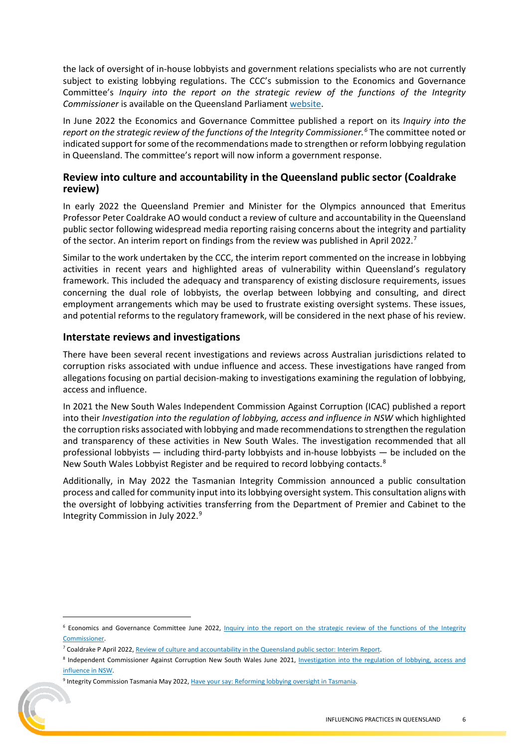the lack of oversight of in-house lobbyists and government relations specialists who are not currently subject to existing lobbying regulations. The CCC's submission to the Economics and Governance Committee's *Inquiry into the report on the strategic review of the functions of the Integrity Commissioner* is available on the Queensland Parliament [website](#).

In June 2022 the Economics and Governance Committee published a report on its *Inquiry into the report on the strategic review of the functions of the Integrity Commissioner.*[6] The committee noted or indicated support for some of the recommendations made to strengthen or reform lobbying regulation in Queensland. The committee's report will now inform a government response.

## Review into culture and accountability in the Queensland public sector (Coaldrake review)

In early 2022 the Queensland Premier and Minister for the Olympics announced that Emeritus Professor Peter Coaldrake AO would conduct a review of culture and accountability in the Queensland public sector following widespread media reporting raising concerns about the integrity and partiality of the sector. An interim report on findings from the review was published in April 2022.[7]

Similar to the work undertaken by the CCC, the interim report commented on the increase in lobbying activities in recent years and highlighted areas of vulnerability within Queensland's regulatory framework. This included the adequacy and transparency of existing disclosure requirements, issues concerning the dual role of lobbyists, the overlap between lobbying and consulting, and direct employment arrangements which may be used to frustrate existing oversight systems. These issues, and potential reforms to the regulatory framework, will be considered in the next phase of his review.

## Interstate reviews and investigations

There have been several recent investigations and reviews across Australian jurisdictions related to corruption risks associated with undue influence and access. These investigations have ranged from allegations focusing on partial decision-making to investigations examining the regulation of lobbying, access and influence.

In 2021 the New South Wales Independent Commission Against Corruption (ICAC) published a report into their *Investigation into the regulation of lobbying, access and influence in NSW* which highlighted the corruption risks associated with lobbying and made recommendations to strengthen the regulation and transparency of these activities in New South Wales. The investigation recommended that all professional lobbyists — including third-party lobbyists and in-house lobbyists — be included on the New South Wales Lobbyist Register and be required to record lobbying contacts.[8]

Additionally, in May 2022 the Tasmanian Integrity Commission announced a public consultation process and called for community input into its lobbying oversight system. This consultation aligns with the oversight of lobbying activities transferring from the Department of Premier and Cabinet to the Integrity Commission in July 2022.[9]

---

[6] Economics and Governance Committee June 2022, [Inquiry into the report on the strategic review of the functions of the Integrity Commissioner](#).

[7] Coaldrake P April 2022, [Review of culture and accountability in the Queensland public sector: Interim Report](#).

[8] Independent Commissioner Against Corruption New South Wales June 2021, [Investigation into the regulation of lobbying, access and influence in NSW](#).

[9] Integrity Commission Tasmania May 2022, [Have your say: Reforming lobbying oversight in Tasmania](#).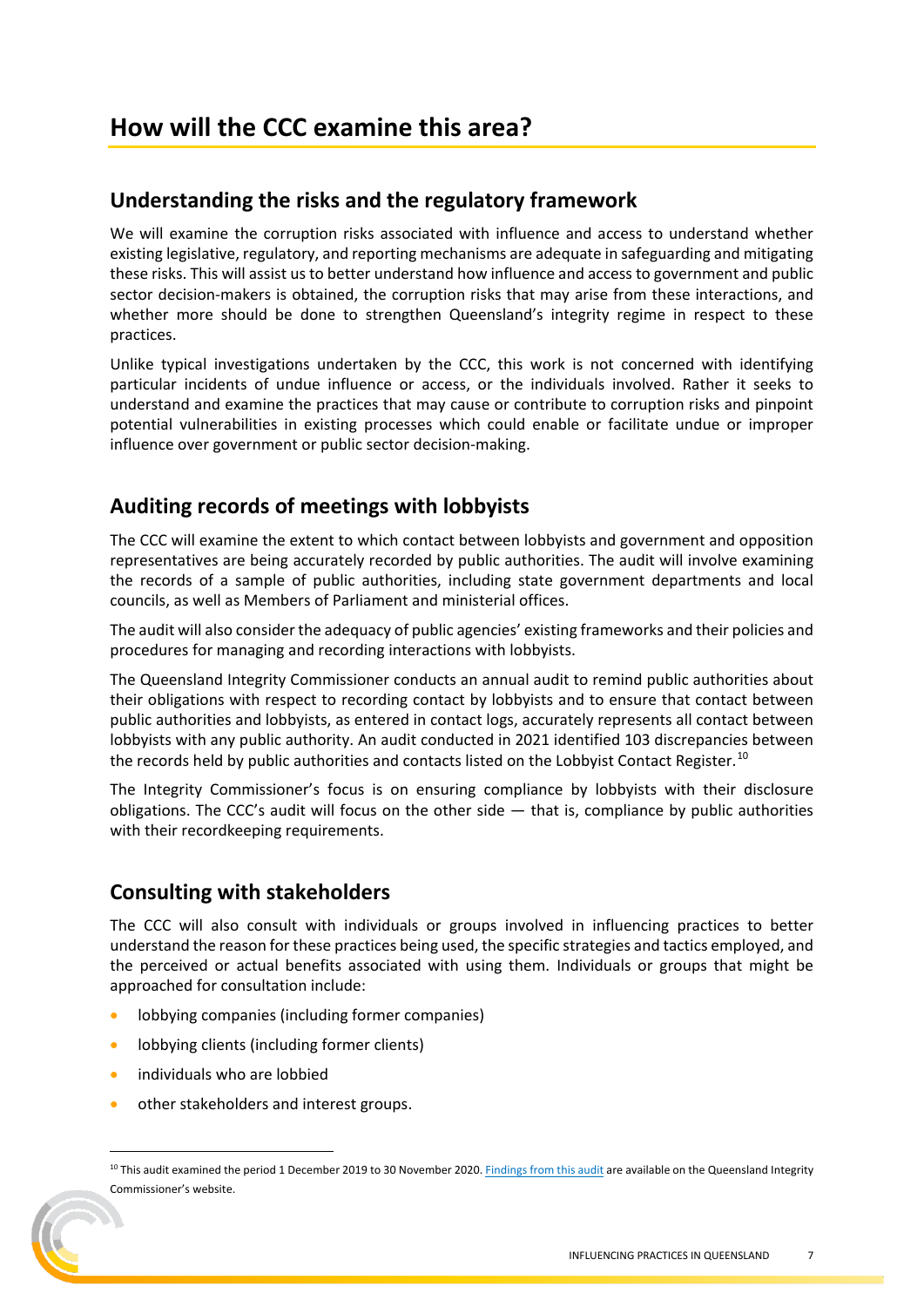# How will the CCC examine this area?

## Understanding the risks and the regulatory framework

We will examine the corruption risks associated with influence and access to understand whether existing legislative, regulatory, and reporting mechanisms are adequate in safeguarding and mitigating these risks. This will assist us to better understand how influence and access to government and public sector decision-makers is obtained, the corruption risks that may arise from these interactions, and whether more should be done to strengthen Queensland's integrity regime in respect to these practices.

Unlike typical investigations undertaken by the CCC, this work is not concerned with identifying particular incidents of undue influence or access, or the individuals involved. Rather it seeks to understand and examine the practices that may cause or contribute to corruption risks and pinpoint potential vulnerabilities in existing processes which could enable or facilitate undue or improper influence over government or public sector decision-making.

## Auditing records of meetings with lobbyists

The CCC will examine the extent to which contact between lobbyists and government and opposition representatives are being accurately recorded by public authorities. The audit will involve examining the records of a sample of public authorities, including state government departments and local councils, as well as Members of Parliament and ministerial offices.

The audit will also consider the adequacy of public agencies' existing frameworks and their policies and procedures for managing and recording interactions with lobbyists.

The Queensland Integrity Commissioner conducts an annual audit to remind public authorities about their obligations with respect to recording contact by lobbyists and to ensure that contact between public authorities and lobbyists, as entered in contact logs, accurately represents all contact between lobbyists with any public authority. An audit conducted in 2021 identified 103 discrepancies between the records held by public authorities and contacts listed on the Lobbyist Contact Register.[10]

The Integrity Commissioner's focus is on ensuring compliance by lobbyists with their disclosure obligations. The CCC's audit will focus on the other side — that is, compliance by public authorities with their recordkeeping requirements.

## Consulting with stakeholders

The CCC will also consult with individuals or groups involved in influencing practices to better understand the reason for these practices being used, the specific strategies and tactics employed, and the perceived or actual benefits associated with using them. Individuals or groups that might be approached for consultation include:

- lobbying companies (including former companies)
- lobbying clients (including former clients)
- individuals who are lobbied
- other stakeholders and interest groups.

[10] This audit examined the period 1 December 2019 to 30 November 2020. Findings from this audit are available on the Queensland Integrity Commissioner's website.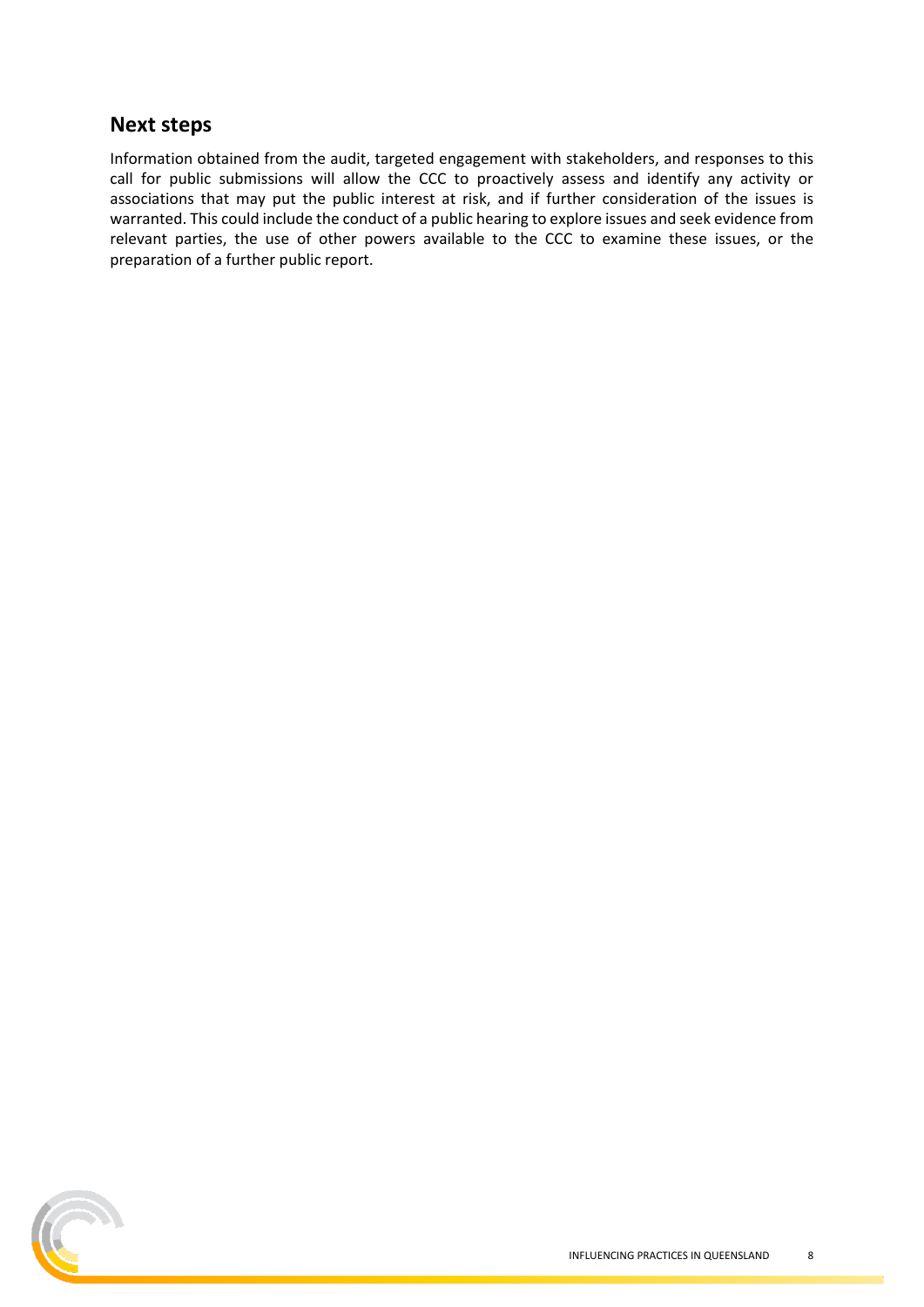## Next steps

Information obtained from the audit, targeted engagement with stakeholders, and responses to this call for public submissions will allow the CCC to proactively assess and identify any activity or associations that may put the public interest at risk, and if further consideration of the issues is warranted. This could include the conduct of a public hearing to explore issues and seek evidence from relevant parties, the use of other powers available to the CCC to examine these issues, or the preparation of a further public report.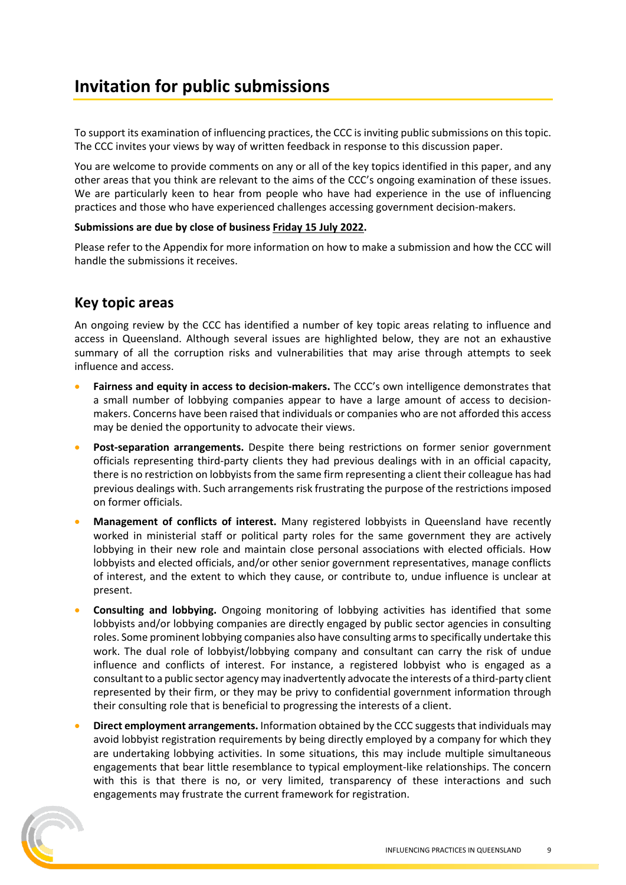# Invitation for public submissions

To support its examination of influencing practices, the CCC is inviting public submissions on this topic. The CCC invites your views by way of written feedback in response to this discussion paper.

You are welcome to provide comments on any or all of the key topics identified in this paper, and any other areas that you think are relevant to the aims of the CCC's ongoing examination of these issues. We are particularly keen to hear from people who have had experience in the use of influencing practices and those who have experienced challenges accessing government decision-makers.

**Submissions are due by close of business Friday 15 July 2022.**

Please refer to the Appendix for more information on how to make a submission and how the CCC will handle the submissions it receives.

## Key topic areas

An ongoing review by the CCC has identified a number of key topic areas relating to influence and access in Queensland. Although several issues are highlighted below, they are not an exhaustive summary of all the corruption risks and vulnerabilities that may arise through attempts to seek influence and access.

- **Fairness and equity in access to decision-makers.** The CCC's own intelligence demonstrates that a small number of lobbying companies appear to have a large amount of access to decision-makers. Concerns have been raised that individuals or companies who are not afforded this access may be denied the opportunity to advocate their views.
- **Post-separation arrangements.** Despite there being restrictions on former senior government officials representing third-party clients they had previous dealings with in an official capacity, there is no restriction on lobbyists from the same firm representing a client their colleague has had previous dealings with. Such arrangements risk frustrating the purpose of the restrictions imposed on former officials.
- **Management of conflicts of interest.** Many registered lobbyists in Queensland have recently worked in ministerial staff or political party roles for the same government they are actively lobbying in their new role and maintain close personal associations with elected officials. How lobbyists and elected officials, and/or other senior government representatives, manage conflicts of interest, and the extent to which they cause, or contribute to, undue influence is unclear at present.
- **Consulting and lobbying.** Ongoing monitoring of lobbying activities has identified that some lobbyists and/or lobbying companies are directly engaged by public sector agencies in consulting roles. Some prominent lobbying companies also have consulting arms to specifically undertake this work. The dual role of lobbyist/lobbying company and consultant can carry the risk of undue influence and conflicts of interest. For instance, a registered lobbyist who is engaged as a consultant to a public sector agency may inadvertently advocate the interests of a third-party client represented by their firm, or they may be privy to confidential government information through their consulting role that is beneficial to progressing the interests of a client.
- **Direct employment arrangements.** Information obtained by the CCC suggests that individuals may avoid lobbyist registration requirements by being directly employed by a company for which they are undertaking lobbying activities. In some situations, this may include multiple simultaneous engagements that bear little resemblance to typical employment-like relationships. The concern with this is that there is no, or very limited, transparency of these interactions and such engagements may frustrate the current framework for registration.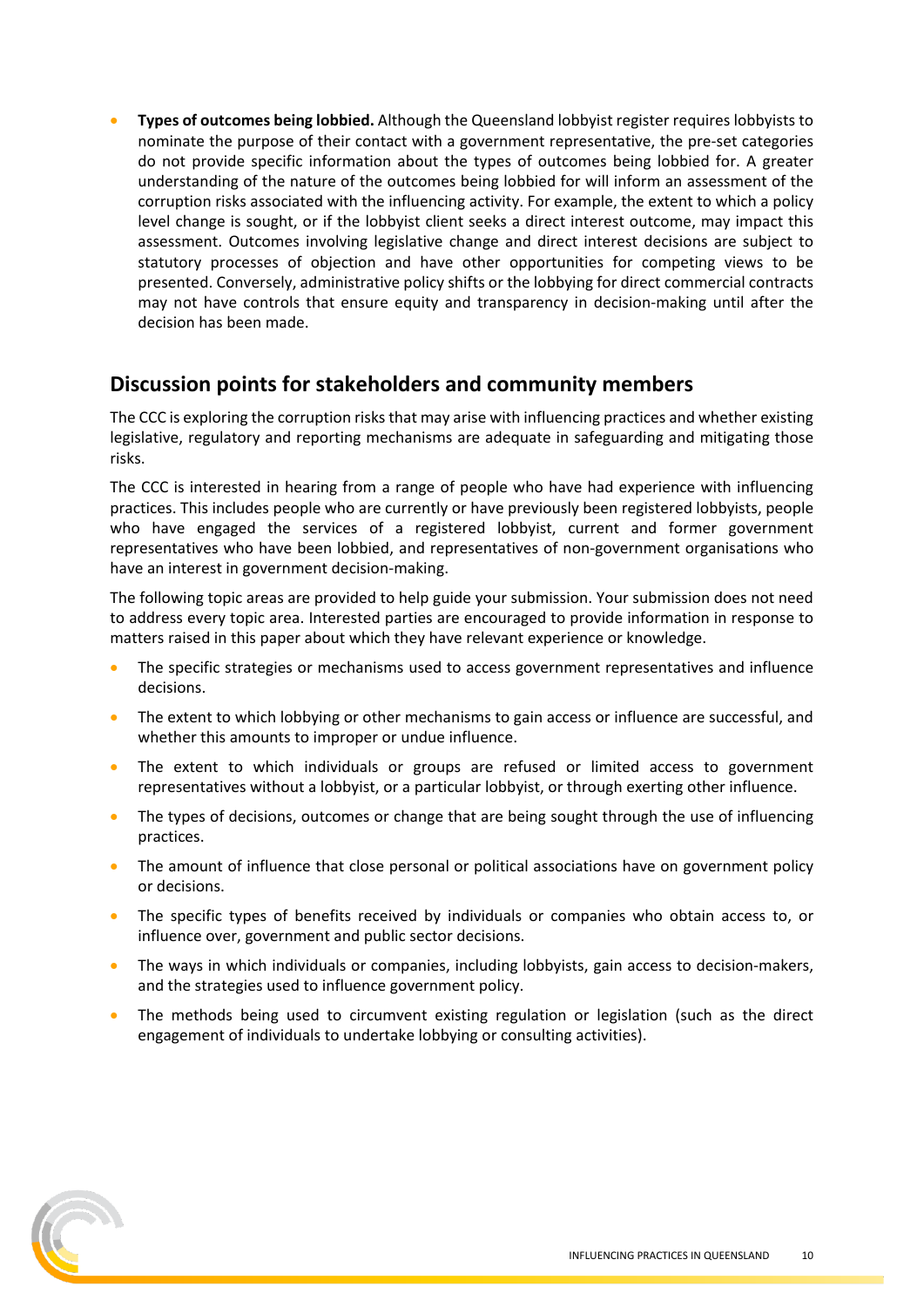- **Types of outcomes being lobbied.** Although the Queensland lobbyist register requires lobbyists to nominate the purpose of their contact with a government representative, the pre-set categories do not provide specific information about the types of outcomes being lobbied for. A greater understanding of the nature of the outcomes being lobbied for will inform an assessment of the corruption risks associated with the influencing activity. For example, the extent to which a policy level change is sought, or if the lobbyist client seeks a direct interest outcome, may impact this assessment. Outcomes involving legislative change and direct interest decisions are subject to statutory processes of objection and have other opportunities for competing views to be presented. Conversely, administrative policy shifts or the lobbying for direct commercial contracts may not have controls that ensure equity and transparency in decision-making until after the decision has been made.

## Discussion points for stakeholders and community members

The CCC is exploring the corruption risks that may arise with influencing practices and whether existing legislative, regulatory and reporting mechanisms are adequate in safeguarding and mitigating those risks.

The CCC is interested in hearing from a range of people who have had experience with influencing practices. This includes people who are currently or have previously been registered lobbyists, people who have engaged the services of a registered lobbyist, current and former government representatives who have been lobbied, and representatives of non-government organisations who have an interest in government decision-making.

The following topic areas are provided to help guide your submission. Your submission does not need to address every topic area. Interested parties are encouraged to provide information in response to matters raised in this paper about which they have relevant experience or knowledge.

- The specific strategies or mechanisms used to access government representatives and influence decisions.
- The extent to which lobbying or other mechanisms to gain access or influence are successful, and whether this amounts to improper or undue influence.
- The extent to which individuals or groups are refused or limited access to government representatives without a lobbyist, or a particular lobbyist, or through exerting other influence.
- The types of decisions, outcomes or change that are being sought through the use of influencing practices.
- The amount of influence that close personal or political associations have on government policy or decisions.
- The specific types of benefits received by individuals or companies who obtain access to, or influence over, government and public sector decisions.
- The ways in which individuals or companies, including lobbyists, gain access to decision-makers, and the strategies used to influence government policy.
- The methods being used to circumvent existing regulation or legislation (such as the direct engagement of individuals to undertake lobbying or consulting activities).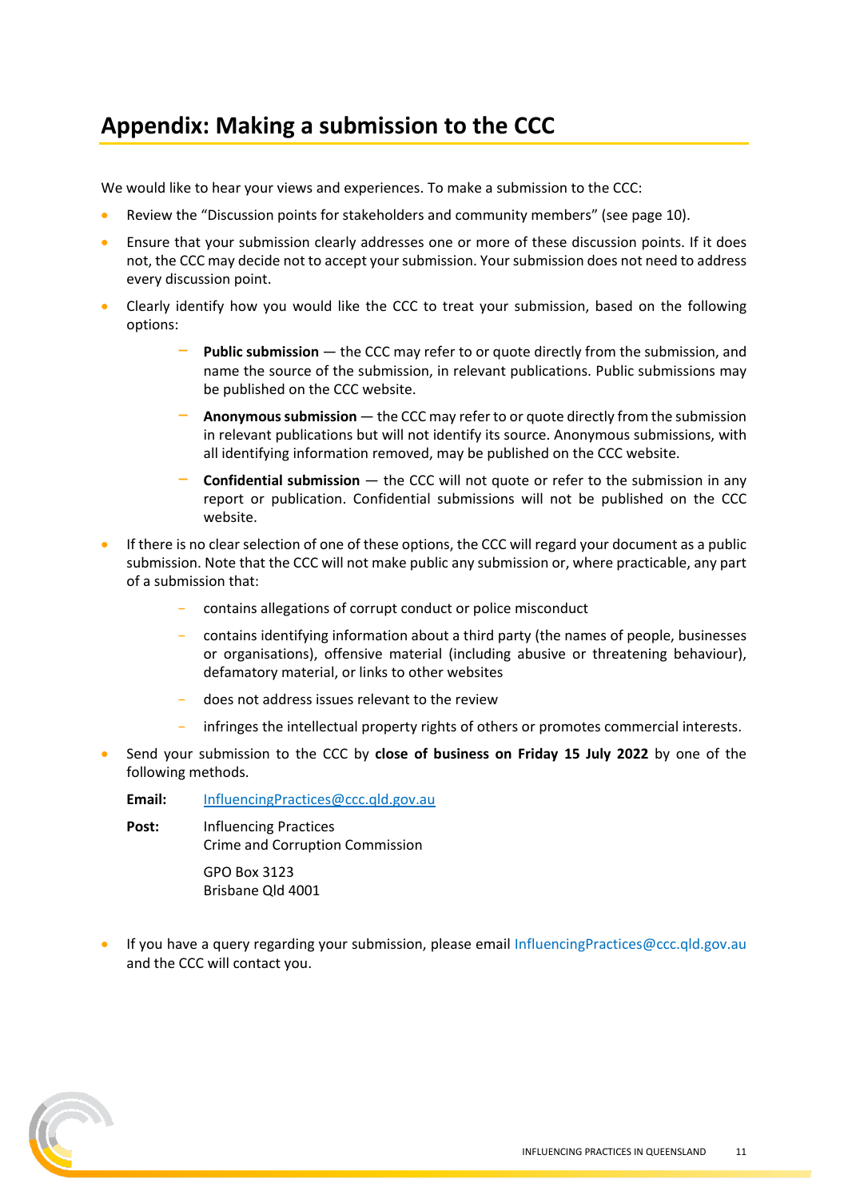# Appendix: Making a submission to the CCC

We would like to hear your views and experiences. To make a submission to the CCC:

- Review the "Discussion points for stakeholders and community members" (see page 10).
- Ensure that your submission clearly addresses one or more of these discussion points. If it does not, the CCC may decide not to accept your submission. Your submission does not need to address every discussion point.
- Clearly identify how you would like the CCC to treat your submission, based on the following options:
  - **Public submission** — the CCC may refer to or quote directly from the submission, and name the source of the submission, in relevant publications. Public submissions may be published on the CCC website.
  - **Anonymous submission** — the CCC may refer to or quote directly from the submission in relevant publications but will not identify its source. Anonymous submissions, with all identifying information removed, may be published on the CCC website.
  - **Confidential submission** — the CCC will not quote or refer to the submission in any report or publication. Confidential submissions will not be published on the CCC website.
- If there is no clear selection of one of these options, the CCC will regard your document as a public submission. Note that the CCC will not make public any submission or, where practicable, any part of a submission that:
  - contains allegations of corrupt conduct or police misconduct
  - contains identifying information about a third party (the names of people, businesses or organisations), offensive material (including abusive or threatening behaviour), defamatory material, or links to other websites
  - does not address issues relevant to the review
  - infringes the intellectual property rights of others or promotes commercial interests.
- Send your submission to the CCC by **close of business on Friday 15 July 2022** by one of the following methods.

  **Email:** InfluencingPractices@ccc.qld.gov.au

  **Post:** Influencing Practices  
  Crime and Corruption Commission

  GPO Box 3123  
  Brisbane Qld 4001

- If you have a query regarding your submission, please email InfluencingPractices@ccc.qld.gov.au and the CCC will contact you.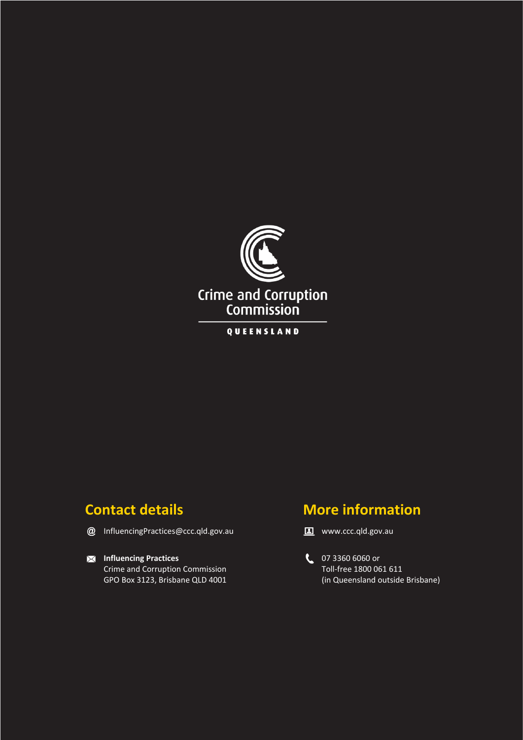Crime and Corruption Commission

QUEENSLAND

## Contact details

InfluencingPractices@ccc.qld.gov.au

**Influencing Practices**
Crime and Corruption Commission
GPO Box 3123, Brisbane QLD 4001

## More information

www.ccc.qld.gov.au

07 3360 6060 or
Toll-free 1800 061 611
(in Queensland outside Brisbane)